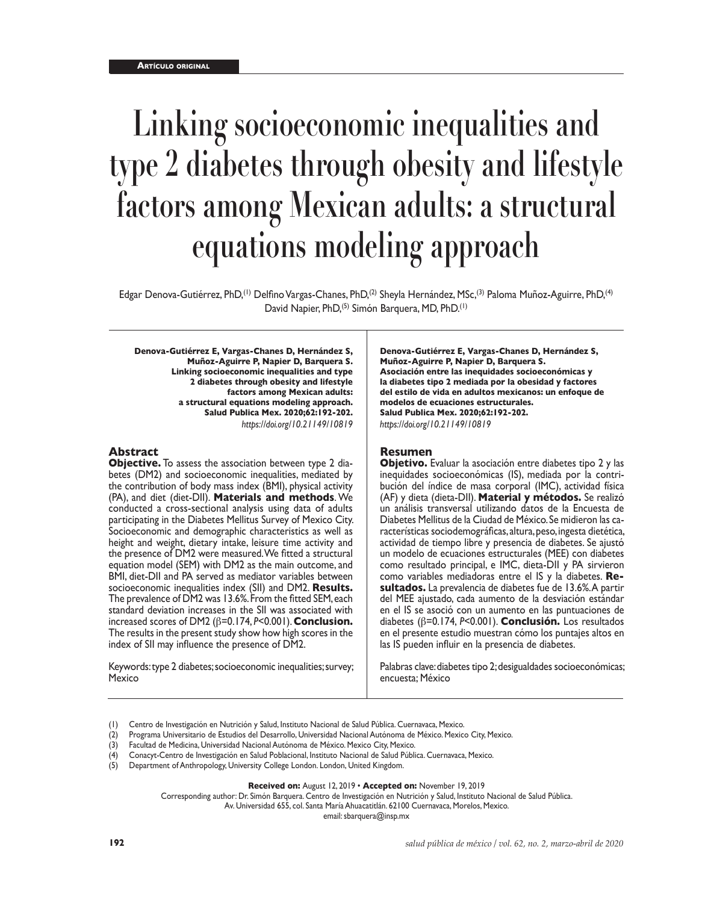Artículo original

# Linking socioeconomic inequalities and type 2 diabetes through obesity and lifestyle factors among Mexican adults: a structural equations modeling approach

Edgar Denova-Gutiérrez, PhD,[1] Delfino Vargas-Chanes, PhD,[2] Sheyla Hernández, MSc,[3] Paloma Muñoz-Aguirre, PhD,[4] David Napier, PhD,[5] Simón Barquera, MD, PhD.[1]

**Denova-Gutiérrez E, Vargas-Chanes D, Hernández S, Muñoz-Aguirre P, Napier D, Barquera S. Linking socioeconomic inequalities and type 2 diabetes through obesity and lifestyle factors among Mexican adults: a structural equations modeling approach. Salud Publica Mex. 2020;62:192-202.**
*https://doi.org/10.21149/10819*

## Abstract

**Objective.** To assess the association between type 2 diabetes (DM2) and socioeconomic inequalities, mediated by the contribution of body mass index (BMI), physical activity (PA), and diet (diet-DII). **Materials and methods**. We conducted a cross-sectional analysis using data of adults participating in the Diabetes Mellitus Survey of Mexico City. Socioeconomic and demographic characteristics as well as height and weight, dietary intake, leisure time activity and the presence of DM2 were measured. We fitted a structural equation model (SEM) with DM2 as the main outcome, and BMI, diet-DII and PA served as mediator variables between socioeconomic inequalities index (SII) and DM2. **Results.** The prevalence of DM2 was 13.6%. From the fitted SEM, each standard deviation increases in the SII was associated with increased scores of DM2 ($\beta$=0.174, *P*<0.001). **Conclusion.** The results in the present study show how high scores in the index of SII may influence the presence of DM2.

Keywords: type 2 diabetes; socioeconomic inequalities; survey; Mexico

**Denova-Gutiérrez E, Vargas-Chanes D, Hernández S, Muñoz-Aguirre P, Napier D, Barquera S. Asociación entre las inequidades socioeconómicas y la diabetes tipo 2 mediada por la obesidad y factores del estilo de vida en adultos mexicanos: un enfoque de modelos de ecuaciones estructurales. Salud Publica Mex. 2020;62:192-202.**
*https://doi.org/10.21149/10819*

## Resumen

**Objetivo.** Evaluar la asociación entre diabetes tipo 2 y las inequidades socioeconómicas (IS), mediada por la contribución del índice de masa corporal (IMC), actividad física (AF) y dieta (dieta-DII). **Material y métodos.** Se realizó un análisis transversal utilizando datos de la Encuesta de Diabetes Mellitus de la Ciudad de México. Se midieron las características sociodemográficas, altura, peso, ingesta dietética, actividad de tiempo libre y presencia de diabetes. Se ajustó un modelo de ecuaciones estructurales (MEE) con diabetes como resultado principal, e IMC, dieta-DII y PA sirvieron como variables mediadoras entre el IS y la diabetes. **Resultados.** La prevalencia de diabetes fue de 13.6%. A partir del MEE ajustado, cada aumento de la desviación estándar en el IS se asoció con un aumento en las puntuaciones de diabetes ($\beta$=0.174, *P*<0.001). **Conclusión.** Los resultados en el presente estudio muestran cómo los puntajes altos en las IS pueden influir en la presencia de diabetes.

Palabras clave: diabetes tipo 2; desigualdades socioeconómicas; encuesta; México

(1) Centro de Investigación en Nutrición y Salud, Instituto Nacional de Salud Pública. Cuernavaca, Mexico.
(2) Programa Universitario de Estudios del Desarrollo, Universidad Nacional Autónoma de México. Mexico City, Mexico.
(3) Facultad de Medicina, Universidad Nacional Autónoma de México. Mexico City, Mexico.
(4) Conacyt-Centro de Investigación en Salud Poblacional, Instituto Nacional de Salud Pública. Cuernavaca, Mexico.
(5) Department of Anthropology, University College London. London, United Kingdom.

**Received on:** August 12, 2019 • **Accepted on:** November 19, 2019
Corresponding author: Dr. Simón Barquera. Centro de Investigación en Nutrición y Salud, Instituto Nacional de Salud Pública.
Av. Universidad 655, col. Santa María Ahuacatitlán. 62100 Cuernavaca, Morelos, Mexico.
email: sbarquera@insp.mx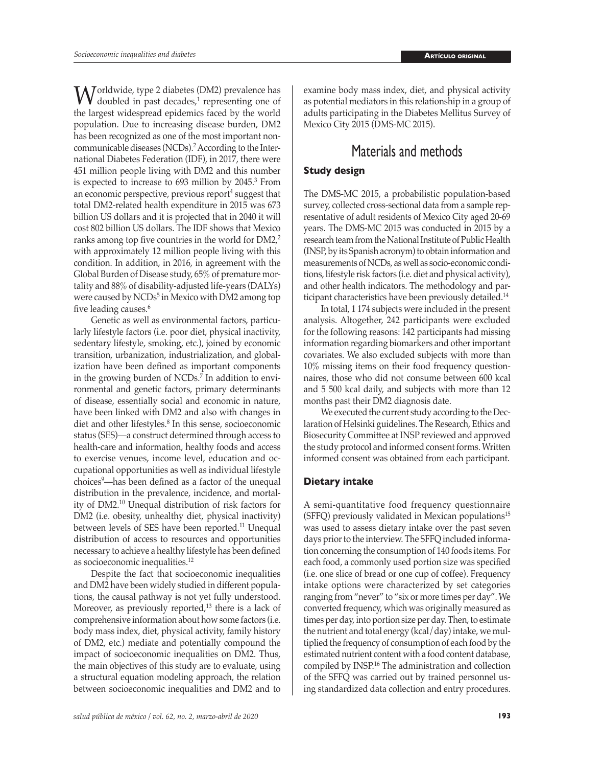Worldwide, type 2 diabetes (DM2) prevalence has doubled in past decades,[1] representing one of the largest widespread epidemics faced by the world population. Due to increasing disease burden, DM2 has been recognized as one of the most important noncommunicable diseases (NCDs).[2] According to the International Diabetes Federation (IDF), in 2017, there were 451 million people living with DM2 and this number is expected to increase to 693 million by 2045.[3] From an economic perspective, previous report[4] suggest that total DM2-related health expenditure in 2015 was 673 billion US dollars and it is projected that in 2040 it will cost 802 billion US dollars. The IDF shows that Mexico ranks among top five countries in the world for DM2,[2] with approximately 12 million people living with this condition. In addition, in 2016, in agreement with the Global Burden of Disease study, 65% of premature mortality and 88% of disability-adjusted life-years (DALYs) were caused by NCDs[5] in Mexico with DM2 among top five leading causes.[6]

Genetic as well as environmental factors, particularly lifestyle factors (i.e. poor diet, physical inactivity, sedentary lifestyle, smoking, etc.), joined by economic transition, urbanization, industrialization, and globalization have been defined as important components in the growing burden of NCDs.[7] In addition to environmental and genetic factors, primary determinants of disease, essentially social and economic in nature, have been linked with DM2 and also with changes in diet and other lifestyles.[8] In this sense, socioeconomic status (SES)—a construct determined through access to health-care and information, healthy foods and access to exercise venues, income level, education and occupational opportunities as well as individual lifestyle choices[9]—has been defined as a factor of the unequal distribution in the prevalence, incidence, and mortality of DM2.[10] Unequal distribution of risk factors for DM2 (i.e. obesity, unhealthy diet, physical inactivity) between levels of SES have been reported.[11] Unequal distribution of access to resources and opportunities necessary to achieve a healthy lifestyle has been defined as socioeconomic inequalities.[12]

Despite the fact that socioeconomic inequalities and DM2 have been widely studied in different populations, the causal pathway is not yet fully understood. Moreover, as previously reported,[13] there is a lack of comprehensive information about how some factors (i.e. body mass index, diet, physical activity, family history of DM2, etc.) mediate and potentially compound the impact of socioeconomic inequalities on DM2. Thus, the main objectives of this study are to evaluate, using a structural equation modeling approach, the relation between socioeconomic inequalities and DM2 and to examine body mass index, diet, and physical activity as potential mediators in this relationship in a group of adults participating in the Diabetes Mellitus Survey of Mexico City 2015 (DMS-MC 2015).

# Materials and methods

## Study design

The DMS-MC 2015, a probabilistic population-based survey, collected cross-sectional data from a sample representative of adult residents of Mexico City aged 20-69 years. The DMS-MC 2015 was conducted in 2015 by a research team from the National Institute of Public Health (INSP, by its Spanish acronym) to obtain information and measurements of NCDs, as well as socio-economic conditions, lifestyle risk factors (i.e. diet and physical activity), and other health indicators. The methodology and participant characteristics have been previously detailed.[14]

In total, 1 174 subjects were included in the present analysis. Altogether, 242 participants were excluded for the following reasons: 142 participants had missing information regarding biomarkers and other important covariates. We also excluded subjects with more than 10% missing items on their food frequency questionnaires, those who did not consume between 600 kcal and 5 500 kcal daily, and subjects with more than 12 months past their DM2 diagnosis date.

We executed the current study according to the Declaration of Helsinki guidelines. The Research, Ethics and Biosecurity Committee at INSP reviewed and approved the study protocol and informed consent forms. Written informed consent was obtained from each participant.

## Dietary intake

A semi-quantitative food frequency questionnaire (SFFQ) previously validated in Mexican populations[15] was used to assess dietary intake over the past seven days prior to the interview. The SFFQ included information concerning the consumption of 140 foods items. For each food, a commonly used portion size was specified (i.e. one slice of bread or one cup of coffee). Frequency intake options were characterized by set categories ranging from "never" to "six or more times per day". We converted frequency, which was originally measured as times per day, into portion size per day. Then, to estimate the nutrient and total energy (kcal/day) intake, we multiplied the frequency of consumption of each food by the estimated nutrient content with a food content database, compiled by INSP.[16] The administration and collection of the SFFQ was carried out by trained personnel using standardized data collection and entry procedures.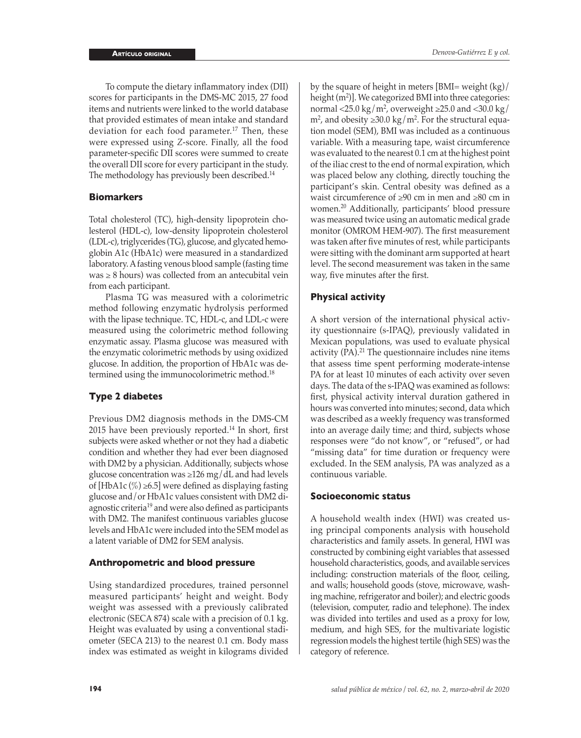To compute the dietary inflammatory index (DII) scores for participants in the DMS-MC 2015, 27 food items and nutrients were linked to the world database that provided estimates of mean intake and standard deviation for each food parameter.[17] Then, these were expressed using Z-score. Finally, all the food parameter-specific DII scores were summed to create the overall DII score for every participant in the study. The methodology has previously been described.[14]

## Biomarkers

Total cholesterol (TC), high-density lipoprotein cholesterol (HDL-c), low-density lipoprotein cholesterol (LDL-c), triglycerides (TG), glucose, and glycated hemoglobin A1c (HbA1c) were measured in a standardized laboratory. A fasting venous blood sample (fasting time was ≥ 8 hours) was collected from an antecubital vein from each participant.

Plasma TG was measured with a colorimetric method following enzymatic hydrolysis performed with the lipase technique. TC, HDL-c, and LDL-c were measured using the colorimetric method following enzymatic assay. Plasma glucose was measured with the enzymatic colorimetric methods by using oxidized glucose. In addition, the proportion of HbA1c was determined using the immunocolorimetric method.[18]

## Type 2 diabetes

Previous DM2 diagnosis methods in the DMS-CM 2015 have been previously reported.[14] In short, first subjects were asked whether or not they had a diabetic condition and whether they had ever been diagnosed with DM2 by a physician. Additionally, subjects whose glucose concentration was ≥126 mg/dL and had levels of [HbA1c (%) ≥6.5] were defined as displaying fasting glucose and/or HbA1c values consistent with DM2 diagnostic criteria[19] and were also defined as participants with DM2. The manifest continuous variables glucose levels and HbA1c were included into the SEM model as a latent variable of DM2 for SEM analysis.

## Anthropometric and blood pressure

Using standardized procedures, trained personnel measured participants' height and weight. Body weight was assessed with a previously calibrated electronic (SECA 874) scale with a precision of 0.1 kg. Height was evaluated by using a conventional stadiometer (SECA 213) to the nearest 0.1 cm. Body mass index was estimated as weight in kilograms divided by the square of height in meters [BMI= weight (kg)/height ($m^2$)]. We categorized BMI into three categories: normal <25.0 kg/$m^2$, overweight ≥25.0 and <30.0 kg/$m^2$, and obesity ≥30.0 kg/$m^2$. For the structural equation model (SEM), BMI was included as a continuous variable. With a measuring tape, waist circumference was evaluated to the nearest 0.1 cm at the highest point of the iliac crest to the end of normal expiration, which was placed below any clothing, directly touching the participant's skin. Central obesity was defined as a waist circumference of ≥90 cm in men and ≥80 cm in women.[20] Additionally, participants' blood pressure was measured twice using an automatic medical grade monitor (OMROM HEM-907). The first measurement was taken after five minutes of rest, while participants were sitting with the dominant arm supported at heart level. The second measurement was taken in the same way, five minutes after the first.

## Physical activity

A short version of the international physical activity questionnaire (s-IPAQ), previously validated in Mexican populations, was used to evaluate physical activity (PA).[21] The questionnaire includes nine items that assess time spent performing moderate-intense PA for at least 10 minutes of each activity over seven days. The data of the s-IPAQ was examined as follows: first, physical activity interval duration gathered in hours was converted into minutes; second, data which was described as a weekly frequency was transformed into an average daily time; and third, subjects whose responses were "do not know", or "refused", or had "missing data" for time duration or frequency were excluded. In the SEM analysis, PA was analyzed as a continuous variable.

## Socioeconomic status

A household wealth index (HWI) was created using principal components analysis with household characteristics and family assets. In general, HWI was constructed by combining eight variables that assessed household characteristics, goods, and available services including: construction materials of the floor, ceiling, and walls; household goods (stove, microwave, washing machine, refrigerator and boiler); and electric goods (television, computer, radio and telephone). The index was divided into tertiles and used as a proxy for low, medium, and high SES, for the multivariate logistic regression models the highest tertile (high SES) was the category of reference.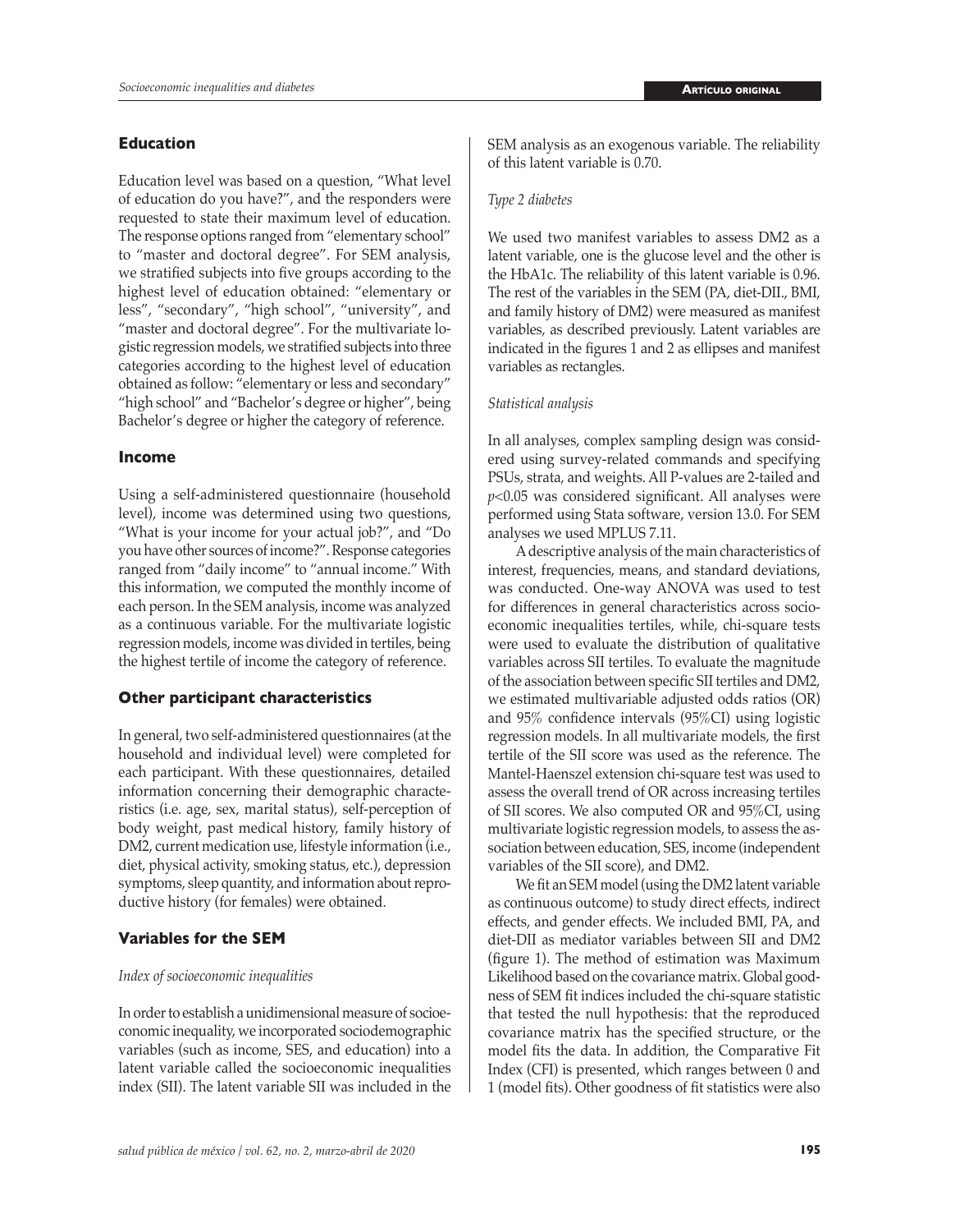## Education

Education level was based on a question, "What level of education do you have?", and the responders were requested to state their maximum level of education. The response options ranged from "elementary school" to "master and doctoral degree". For SEM analysis, we stratified subjects into five groups according to the highest level of education obtained: "elementary or less", "secondary", "high school", "university", and "master and doctoral degree". For the multivariate logistic regression models, we stratified subjects into three categories according to the highest level of education obtained as follow: "elementary or less and secondary" "high school" and "Bachelor's degree or higher", being Bachelor's degree or higher the category of reference.

## Income

Using a self-administered questionnaire (household level), income was determined using two questions, "What is your income for your actual job?", and "Do you have other sources of income?". Response categories ranged from "daily income" to "annual income." With this information, we computed the monthly income of each person. In the SEM analysis, income was analyzed as a continuous variable. For the multivariate logistic regression models, income was divided in tertiles, being the highest tertile of income the category of reference.

## Other participant characteristics

In general, two self-administered questionnaires (at the household and individual level) were completed for each participant. With these questionnaires, detailed information concerning their demographic characteristics (i.e. age, sex, marital status), self-perception of body weight, past medical history, family history of DM2, current medication use, lifestyle information (i.e., diet, physical activity, smoking status, etc.), depression symptoms, sleep quantity, and information about reproductive history (for females) were obtained.

## Variables for the SEM

*Index of socioeconomic inequalities*

In order to establish a unidimensional measure of socioeconomic inequality, we incorporated sociodemographic variables (such as income, SES, and education) into a latent variable called the socioeconomic inequalities index (SII). The latent variable SII was included in the SEM analysis as an exogenous variable. The reliability of this latent variable is 0.70.

*Type 2 diabetes*

We used two manifest variables to assess DM2 as a latent variable, one is the glucose level and the other is the HbA1c. The reliability of this latent variable is 0.96. The rest of the variables in the SEM (PA, diet-DII., BMI, and family history of DM2) were measured as manifest variables, as described previously. Latent variables are indicated in the figures 1 and 2 as ellipses and manifest variables as rectangles.

*Statistical analysis*

In all analyses, complex sampling design was considered using survey-related commands and specifying PSUs, strata, and weights. All P-values are 2-tailed and $p<0.05$ was considered significant. All analyses were performed using Stata software, version 13.0. For SEM analyses we used MPLUS 7.11.

A descriptive analysis of the main characteristics of interest, frequencies, means, and standard deviations, was conducted. One-way ANOVA was used to test for differences in general characteristics across socioeconomic inequalities tertiles, while, chi-square tests were used to evaluate the distribution of qualitative variables across SII tertiles. To evaluate the magnitude of the association between specific SII tertiles and DM2, we estimated multivariable adjusted odds ratios (OR) and 95% confidence intervals (95%CI) using logistic regression models. In all multivariate models, the first tertile of the SII score was used as the reference. The Mantel-Haenszel extension chi-square test was used to assess the overall trend of OR across increasing tertiles of SII scores. We also computed OR and 95%CI, using multivariate logistic regression models, to assess the association between education, SES, income (independent variables of the SII score), and DM2.

We fit an SEM model (using the DM2 latent variable as continuous outcome) to study direct effects, indirect effects, and gender effects. We included BMI, PA, and diet-DII as mediator variables between SII and DM2 (figure 1). The method of estimation was Maximum Likelihood based on the covariance matrix. Global goodness of SEM fit indices included the chi-square statistic that tested the null hypothesis: that the reproduced covariance matrix has the specified structure, or the model fits the data. In addition, the Comparative Fit Index (CFI) is presented, which ranges between 0 and 1 (model fits). Other goodness of fit statistics were also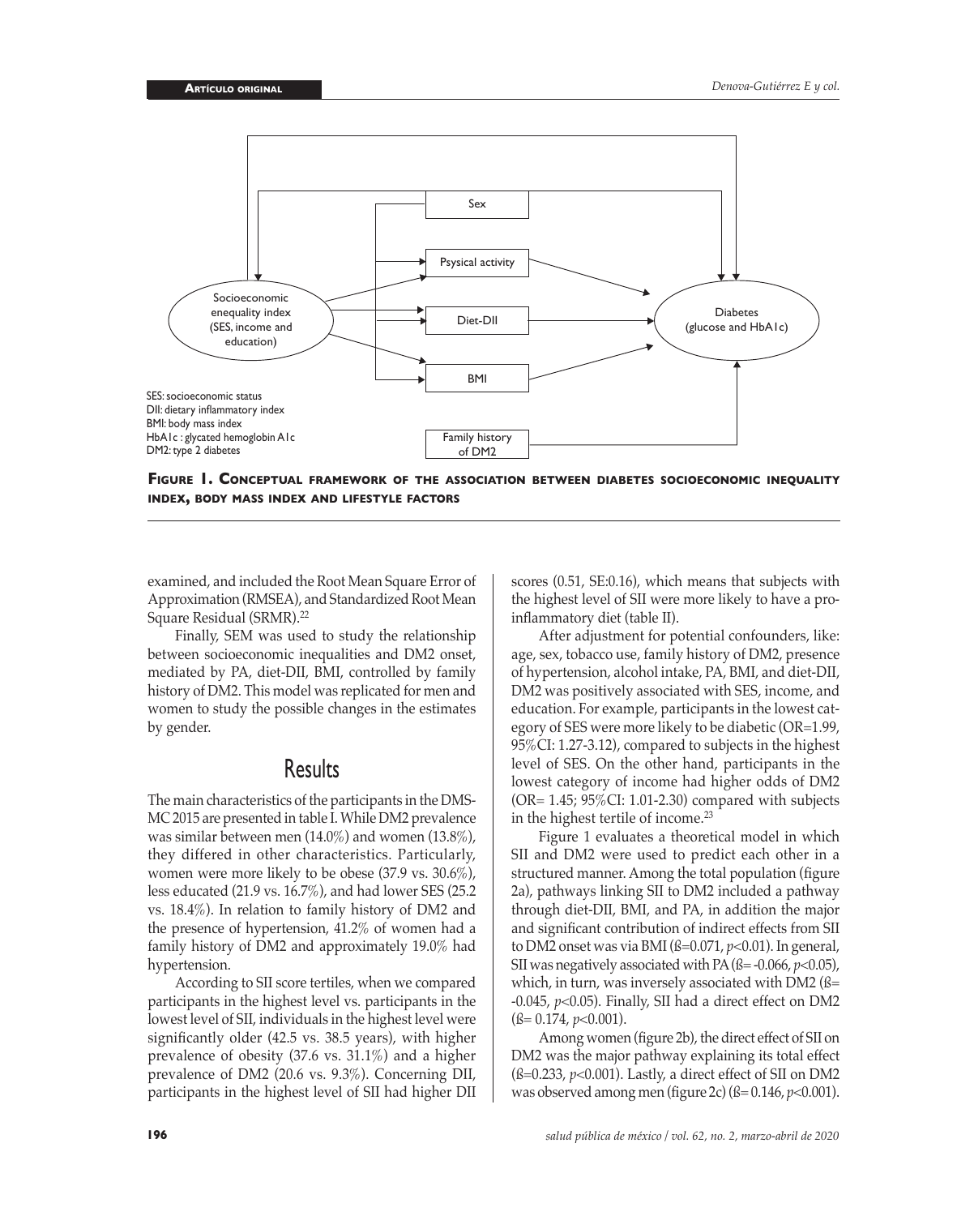Sex

Psysical activity

Socioeconomic enequality index (SES, income and education)

Diet-DII

Diabetes (glucose and HbA1c)

BMI

Family history of DM2

SES: socioeconomic status
DII: dietary inflammatory index
BMI: body mass index
HbA1c : glycated hemoglobin A1c
DM2: type 2 diabetes

**Figure 1. Conceptual framework of the association between diabetes socioeconomic inequality index, body mass index and lifestyle factors**

examined, and included the Root Mean Square Error of Approximation (RMSEA), and Standardized Root Mean Square Residual (SRMR).[22]

Finally, SEM was used to study the relationship between socioeconomic inequalities and DM2 onset, mediated by PA, diet-DII, BMI, controlled by family history of DM2. This model was replicated for men and women to study the possible changes in the estimates by gender.

# Results

The main characteristics of the participants in the DMS-MC 2015 are presented in table I. While DM2 prevalence was similar between men (14.0%) and women (13.8%), they differed in other characteristics. Particularly, women were more likely to be obese (37.9 vs. 30.6%), less educated (21.9 vs. 16.7%), and had lower SES (25.2 vs. 18.4%). In relation to family history of DM2 and the presence of hypertension, 41.2% of women had a family history of DM2 and approximately 19.0% had hypertension.

According to SII score tertiles, when we compared participants in the highest level vs. participants in the lowest level of SII, individuals in the highest level were significantly older (42.5 vs. 38.5 years), with higher prevalence of obesity (37.6 vs. 31.1%) and a higher prevalence of DM2 (20.6 vs. 9.3%). Concerning DII, participants in the highest level of SII had higher DII scores (0.51, SE:0.16), which means that subjects with the highest level of SII were more likely to have a pro-inflammatory diet (table II).

After adjustment for potential confounders, like: age, sex, tobacco use, family history of DM2, presence of hypertension, alcohol intake, PA, BMI, and diet-DII, DM2 was positively associated with SES, income, and education. For example, participants in the lowest category of SES were more likely to be diabetic (OR=1.99, 95%CI: 1.27-3.12), compared to subjects in the highest level of SES. On the other hand, participants in the lowest category of income had higher odds of DM2 (OR= 1.45; 95%CI: 1.01-2.30) compared with subjects in the highest tertile of income.[23]

Figure 1 evaluates a theoretical model in which SII and DM2 were used to predict each other in a structured manner. Among the total population (figure 2a), pathways linking SII to DM2 included a pathway through diet-DII, BMI, and PA, in addition the major and significant contribution of indirect effects from SII to DM2 onset was via BMI (ß=0.071, $p<0.01$). In general, SII was negatively associated with PA (ß= -0.066, $p<0.05$), which, in turn, was inversely associated with DM2 (ß= -0.045, $p<0.05$). Finally, SII had a direct effect on DM2 (ß= 0.174, $p<0.001$).

Among women (figure 2b), the direct effect of SII on DM2 was the major pathway explaining its total effect (ß=0.233, $p<0.001$). Lastly, a direct effect of SII on DM2 was observed among men (figure 2c) (ß= 0.146, $p<0.001$).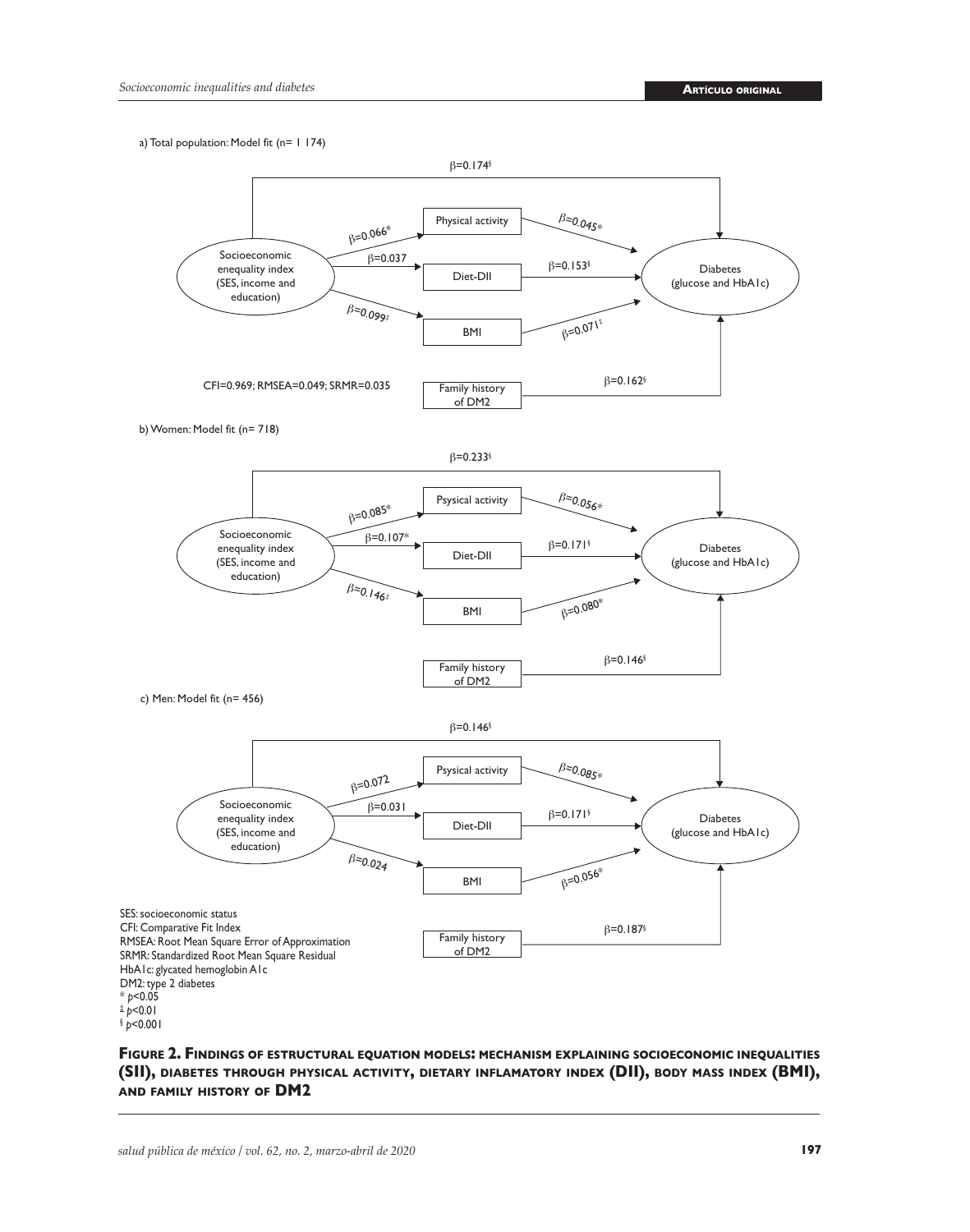a) Total population: Model fit (n= 1 174)

β=0.174§

Physical activity

β=0.066*

β=0.045*

Socioeconomic enequality index (SES, income and education)

β=0.037

Diet-DII

β=0.153§

Diabetes (glucose and HbA1c)

β=0.099‡

BMI

β=0.071‡

CFI=0.969; RMSEA=0.049; SRMR=0.035

Family history of DM2

β=0.162§

b) Women: Model fit (n= 718)

β=0.233§

Psysical activity

β=0.085*

β=0.056*

Socioeconomic enequality index (SES, income and education)

β=0.107*

Diet-DII

β=0.171§

Diabetes (glucose and HbA1c)

β=0.146‡

BMI

β=0.080*

Family history of DM2

β=0.146§

c) Men: Model fit (n= 456)

β=0.146§

Psysical activity

β=0.072

β=0.085*

Socioeconomic enequality index (SES, income and education)

β=0.031

Diet-DII

β=0.171§

Diabetes (glucose and HbA1c)

β=0.024

BMI

β=0.056*

Family history of DM2

β=0.187§

SES: socioeconomic status
CFI: Comparative Fit Index
RMSEA: Root Mean Square Error of Approximation
SRMR: Standardized Root Mean Square Residual
HbA1c: glycated hemoglobin A1c
DM2: type 2 diabetes
* $p<0.05$
‡ $p<0.01$
§ $p<0.001$

**Figure 2. Findings of estructural equation models: mechanism explaining socioeconomic inequalities (SII), diabetes through physical activity, dietary inflamatory index (DII), body mass index (BMI), and family history of DM2**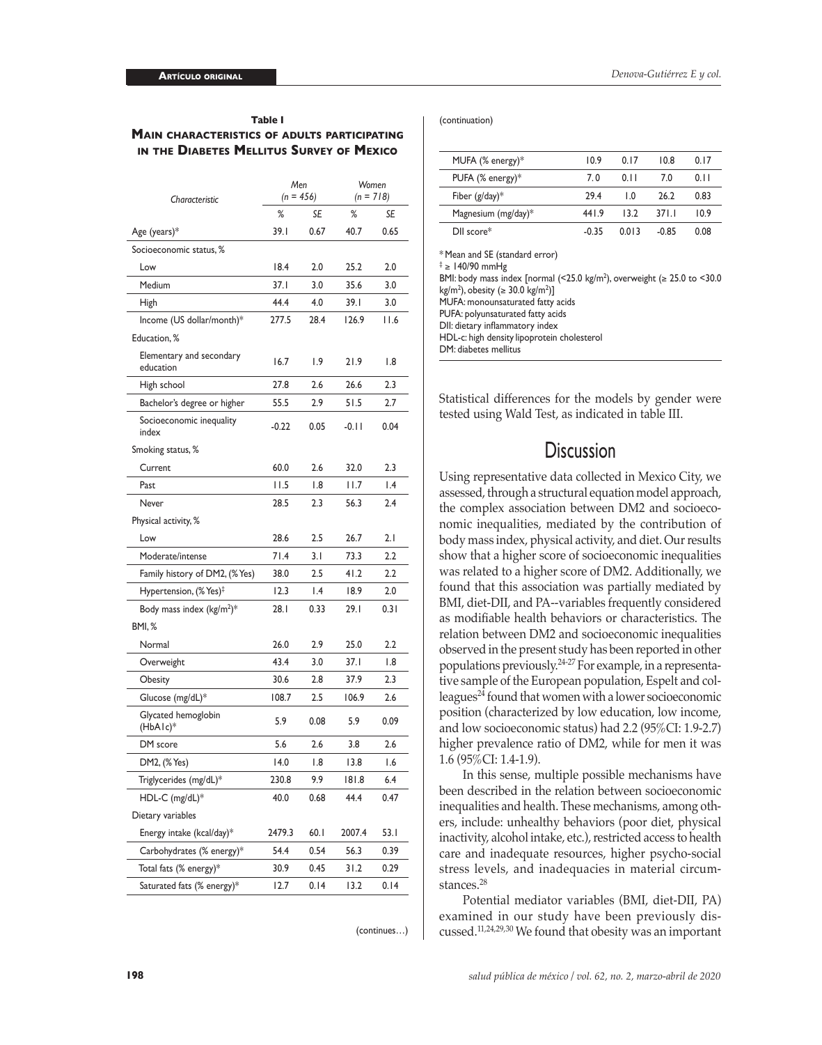**Table I**
**Main characteristics of adults participating in the Diabetes Mellitus Survey of Mexico**

| Characteristic | Men (n = 456) | | Women (n = 718) | |
|---|---|---|---|---|
| | % | SE | % | SE |
| Age (years)* | 39.1 | 0.67 | 40.7 | 0.65 |
| Socioeconomic status, % | | | | |
| Low | 18.4 | 2.0 | 25.2 | 2.0 |
| Medium | 37.1 | 3.0 | 35.6 | 3.0 |
| High | 44.4 | 4.0 | 39.1 | 3.0 |
| Income (US dollar/month)* | 277.5 | 28.4 | 126.9 | 11.6 |
| Education, % | | | | |
| Elementary and secondary education | 16.7 | 1.9 | 21.9 | 1.8 |
| High school | 27.8 | 2.6 | 26.6 | 2.3 |
| Bachelor's degree or higher | 55.5 | 2.9 | 51.5 | 2.7 |
| Socioeconomic inequality index | -0.22 | 0.05 | -0.11 | 0.04 |
| Smoking status, % | | | | |
| Current | 60.0 | 2.6 | 32.0 | 2.3 |
| Past | 11.5 | 1.8 | 11.7 | 1.4 |
| Never | 28.5 | 2.3 | 56.3 | 2.4 |
| Physical activity, % | | | | |
| Low | 28.6 | 2.5 | 26.7 | 2.1 |
| Moderate/intense | 71.4 | 3.1 | 73.3 | 2.2 |
| Family history of DM2, (% Yes) | 38.0 | 2.5 | 41.2 | 2.2 |
| Hypertension, (% Yes)‡ | 12.3 | 1.4 | 18.9 | 2.0 |
| Body mass index (kg/m$^2$)* | 28.1 | 0.33 | 29.1 | 0.31 |
| BMI, % | | | | |
| Normal | 26.0 | 2.9 | 25.0 | 2.2 |
| Overweight | 43.4 | 3.0 | 37.1 | 1.8 |
| Obesity | 30.6 | 2.8 | 37.9 | 2.3 |
| Glucose (mg/dL)* | 108.7 | 2.5 | 106.9 | 2.6 |
| Glycated hemoglobin (HbA1c)* | 5.9 | 0.08 | 5.9 | 0.09 |
| DM score | 5.6 | 2.6 | 3.8 | 2.6 |
| DM2, (% Yes) | 14.0 | 1.8 | 13.8 | 1.6 |
| Triglycerides (mg/dL)* | 230.8 | 9.9 | 181.8 | 6.4 |
| HDL-C (mg/dL)* | 40.0 | 0.68 | 44.4 | 0.47 |
| Dietary variables | | | | |
| Energy intake (kcal/day)* | 2479.3 | 60.1 | 2007.4 | 53.1 |
| Carbohydrates (% energy)* | 54.4 | 0.54 | 56.3 | 0.39 |
| Total fats (% energy)* | 30.9 | 0.45 | 31.2 | 0.29 |
| Saturated fats (% energy)* | 12.7 | 0.14 | 13.2 | 0.14 |
| MUFA (% energy)* | 10.9 | 0.17 | 10.8 | 0.17 |
| PUFA (% energy)* | 7.0 | 0.11 | 7.0 | 0.11 |
| Fiber (g/day)* | 29.4 | 1.0 | 26.2 | 0.83 |
| Magnesium (mg/day)* | 441.9 | 13.2 | 371.1 | 10.9 |
| DII score* | -0.35 | 0.013 | -0.85 | 0.08 |

\* Mean and SE (standard error)
‡ ≥ 140/90 mmHg
BMI: body mass index [normal (<25.0 kg/m$^2$), overweight (≥ 25.0 to <30.0 kg/m$^2$), obesity (≥ 30.0 kg/m$^2$)]
MUFA: monounsaturated fatty acids
PUFA: polyunsaturated fatty acids
DII: dietary inflammatory index
HDL-c: high density lipoprotein cholesterol
DM: diabetes mellitus

Statistical differences for the models by gender were tested using Wald Test, as indicated in table III.

# Discussion

Using representative data collected in Mexico City, we assessed, through a structural equation model approach, the complex association between DM2 and socioeconomic inequalities, mediated by the contribution of body mass index, physical activity, and diet. Our results show that a higher score of socioeconomic inequalities was related to a higher score of DM2. Additionally, we found that this association was partially mediated by BMI, diet-DII, and PA--variables frequently considered as modifiable health behaviors or characteristics. The relation between DM2 and socioeconomic inequalities observed in the present study has been reported in other populations previously.[24-27] For example, in a representative sample of the European population, Espelt and colleagues[24] found that women with a lower socioeconomic position (characterized by low education, low income, and low socioeconomic status) had 2.2 (95%CI: 1.9-2.7) higher prevalence ratio of DM2, while for men it was 1.6 (95%CI: 1.4-1.9).

In this sense, multiple possible mechanisms have been described in the relation between socioeconomic inequalities and health. These mechanisms, among others, include: unhealthy behaviors (poor diet, physical inactivity, alcohol intake, etc.), restricted access to health care and inadequate resources, higher psycho-social stress levels, and inadequacies in material circumstances.[28]

Potential mediator variables (BMI, diet-DII, PA) examined in our study have been previously discussed.[11,24,29,30] We found that obesity was an important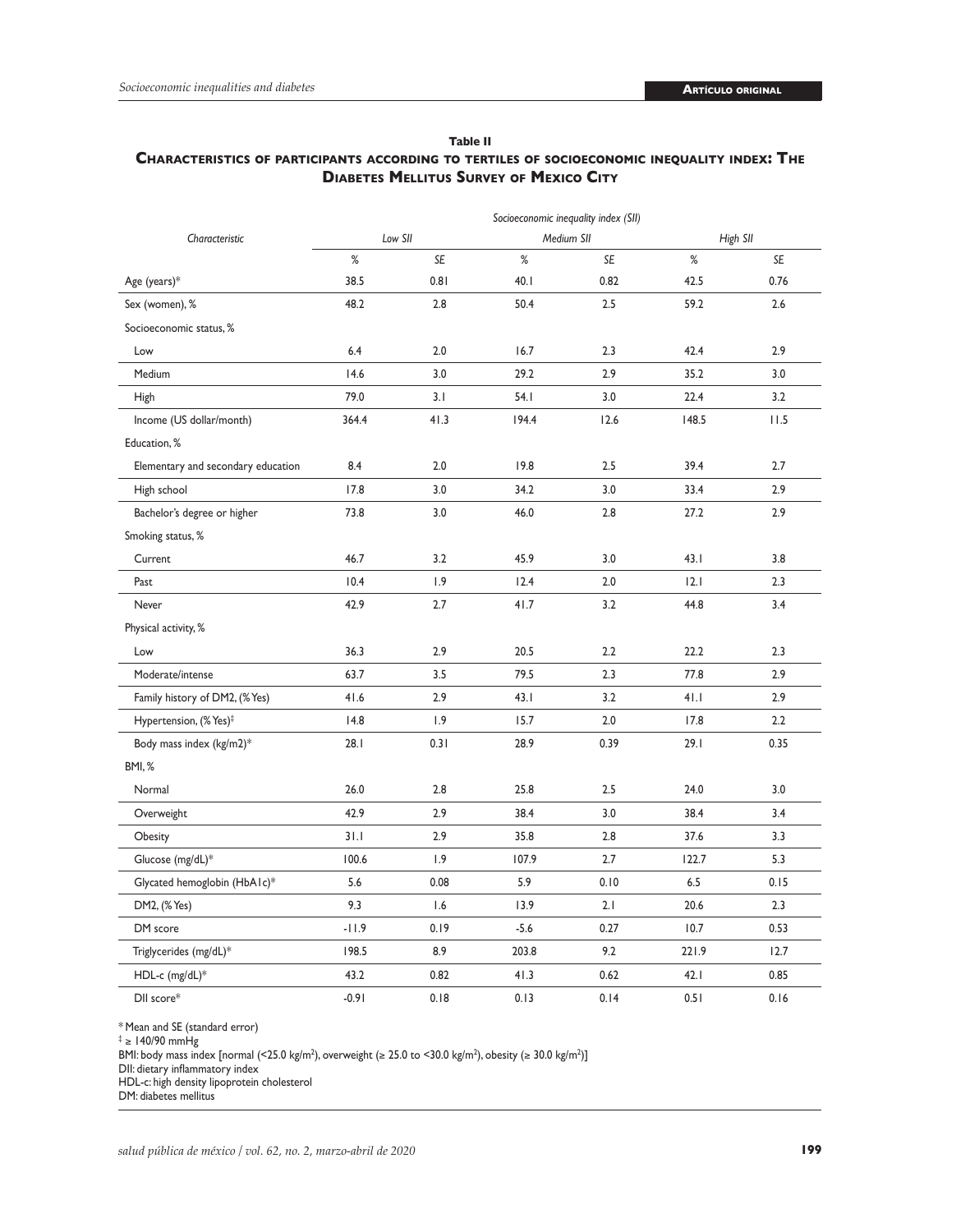**Table II**

**Characteristics of participants according to tertiles of socioeconomic inequality index: The Diabetes Mellitus Survey of Mexico City**

| *Characteristic* | *Socioeconomic inequality index (SII)* | | | | | |
|---|---|---|---|---|---|---|
| | *Low SII* | | *Medium SII* | | *High SII* | |
| | % | SE | % | SE | % | SE |
| Age (years)* | 38.5 | 0.81 | 40.1 | 0.82 | 42.5 | 0.76 |
| Sex (women), % | 48.2 | 2.8 | 50.4 | 2.5 | 59.2 | 2.6 |
| Socioeconomic status, % | | | | | | |
| Low | 6.4 | 2.0 | 16.7 | 2.3 | 42.4 | 2.9 |
| Medium | 14.6 | 3.0 | 29.2 | 2.9 | 35.2 | 3.0 |
| High | 79.0 | 3.1 | 54.1 | 3.0 | 22.4 | 3.2 |
| Income (US dollar/month) | 364.4 | 41.3 | 194.4 | 12.6 | 148.5 | 11.5 |
| Education, % | | | | | | |
| Elementary and secondary education | 8.4 | 2.0 | 19.8 | 2.5 | 39.4 | 2.7 |
| High school | 17.8 | 3.0 | 34.2 | 3.0 | 33.4 | 2.9 |
| Bachelor's degree or higher | 73.8 | 3.0 | 46.0 | 2.8 | 27.2 | 2.9 |
| Smoking status, % | | | | | | |
| Current | 46.7 | 3.2 | 45.9 | 3.0 | 43.1 | 3.8 |
| Past | 10.4 | 1.9 | 12.4 | 2.0 | 12.1 | 2.3 |
| Never | 42.9 | 2.7 | 41.7 | 3.2 | 44.8 | 3.4 |
| Physical activity, % | | | | | | |
| Low | 36.3 | 2.9 | 20.5 | 2.2 | 22.2 | 2.3 |
| Moderate/intense | 63.7 | 3.5 | 79.5 | 2.3 | 77.8 | 2.9 |
| Family history of DM2, (% Yes) | 41.6 | 2.9 | 43.1 | 3.2 | 41.1 | 2.9 |
| Hypertension, (% Yes)‡ | 14.8 | 1.9 | 15.7 | 2.0 | 17.8 | 2.2 |
| Body mass index (kg/m2)* | 28.1 | 0.31 | 28.9 | 0.39 | 29.1 | 0.35 |
| BMI, % | | | | | | |
| Normal | 26.0 | 2.8 | 25.8 | 2.5 | 24.0 | 3.0 |
| Overweight | 42.9 | 2.9 | 38.4 | 3.0 | 38.4 | 3.4 |
| Obesity | 31.1 | 2.9 | 35.8 | 2.8 | 37.6 | 3.3 |
| Glucose (mg/dL)* | 100.6 | 1.9 | 107.9 | 2.7 | 122.7 | 5.3 |
| Glycated hemoglobin (HbA1c)* | 5.6 | 0.08 | 5.9 | 0.10 | 6.5 | 0.15 |
| DM2, (% Yes) | 9.3 | 1.6 | 13.9 | 2.1 | 20.6 | 2.3 |
| DM score | -11.9 | 0.19 | -5.6 | 0.27 | 10.7 | 0.53 |
| Triglycerides (mg/dL)* | 198.5 | 8.9 | 203.8 | 9.2 | 221.9 | 12.7 |
| HDL-c (mg/dL)* | 43.2 | 0.82 | 41.3 | 0.62 | 42.1 | 0.85 |
| DII score* | -0.91 | 0.18 | 0.13 | 0.14 | 0.51 | 0.16 |

\* Mean and SE (standard error)

‡ ≥ 140/90 mmHg

BMI: body mass index [normal (<25.0 kg/m$^2$), overweight (≥ 25.0 to <30.0 kg/m$^2$), obesity (≥ 30.0 kg/m$^2$)]

DII: dietary inflammatory index

HDL-c: high density lipoprotein cholesterol

DM: diabetes mellitus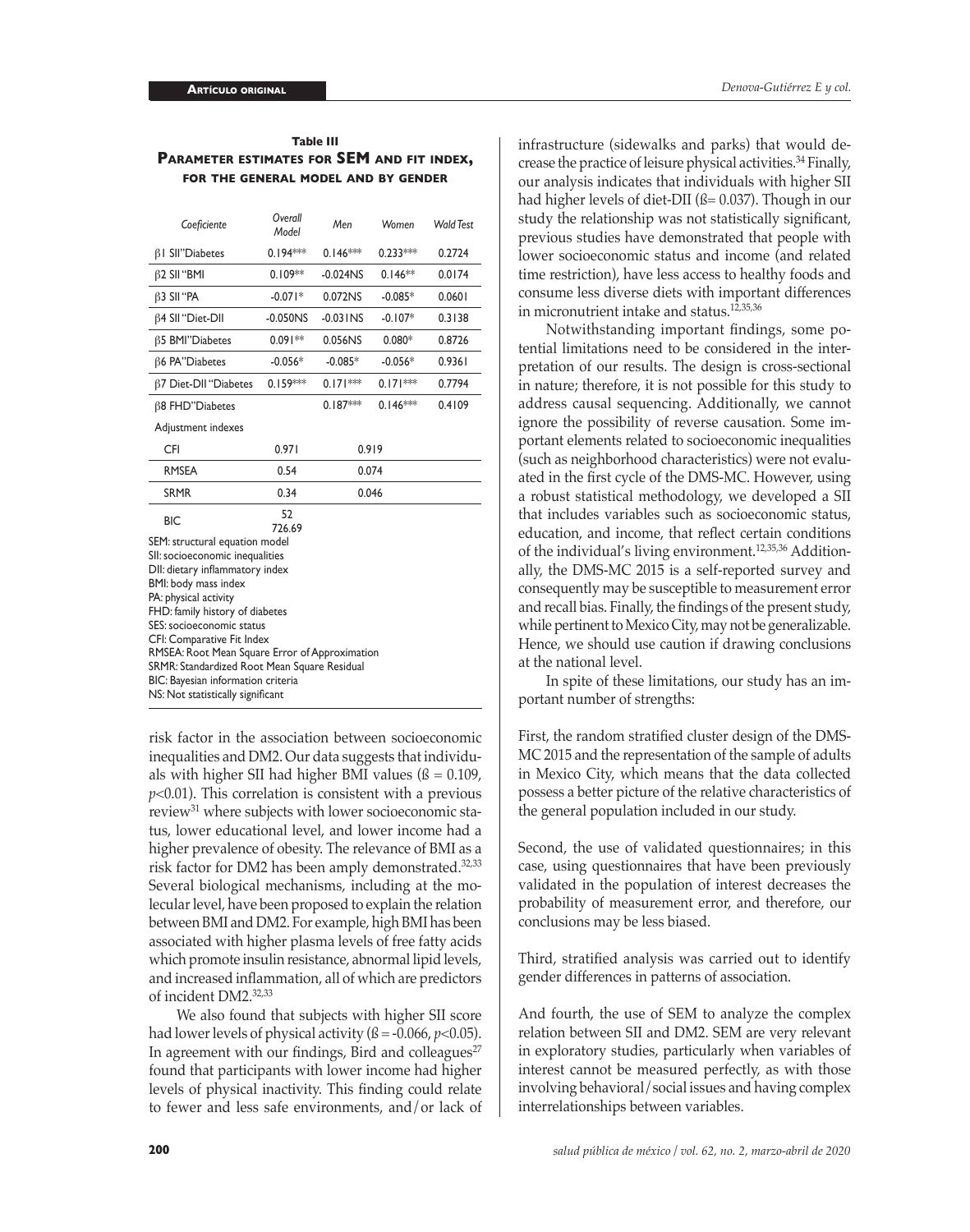**Table III**
**Parameter estimates for SEM and fit index, for the general model and by gender**

| Coeficiente | Overall Model | Men | Women | Wald Test |
|---|---|---|---|---|
| β1 SII"Diabetes | 0.194*** | 0.146*** | 0.233*** | 0.2724 |
| β2 SII "BMI | 0.109** | -0.024NS | 0.146** | 0.0174 |
| β3 SII "PA | -0.071* | 0.072NS | -0.085* | 0.0601 |
| β4 SII "Diet-DII | -0.050NS | -0.031NS | -0.107* | 0.3138 |
| β5 BMI"Diabetes | 0.091** | 0.056NS | 0.080* | 0.8726 |
| β6 PA"Diabetes | -0.056* | -0.085* | -0.056* | 0.9361 |
| β7 Diet-DII "Diabetes | 0.159*** | 0.171*** | 0.171*** | 0.7794 |
| β8 FHD"Diabetes | | 0.187*** | 0.146*** | 0.4109 |
| Adjustment indexes | | | | |
| CFI | 0.971 | 0.919 | | |
| RMSEA | 0.54 | 0.074 | | |
| SRMR | 0.34 | 0.046 | | |
| BIC | 52 726.69 | | | |

SEM: structural equation model
SII: socioeconomic inequalities
DII: dietary inflammatory index
BMI: body mass index
PA: physical activity
FHD: family history of diabetes
SES: socioeconomic status
CFI: Comparative Fit Index
RMSEA: Root Mean Square Error of Approximation
SRMR: Standardized Root Mean Square Residual
BIC: Bayesian information criteria
NS: Not statistically significant

risk factor in the association between socioeconomic inequalities and DM2. Our data suggests that individuals with higher SII had higher BMI values (ß = 0.109, $p<0.01$). This correlation is consistent with a previous review[31] where subjects with lower socioeconomic status, lower educational level, and lower income had a higher prevalence of obesity. The relevance of BMI as a risk factor for DM2 has been amply demonstrated.[32,33] Several biological mechanisms, including at the molecular level, have been proposed to explain the relation between BMI and DM2. For example, high BMI has been associated with higher plasma levels of free fatty acids which promote insulin resistance, abnormal lipid levels, and increased inflammation, all of which are predictors of incident DM2.[32,33]

We also found that subjects with higher SII score had lower levels of physical activity (ß = -0.066, $p<0.05$). In agreement with our findings, Bird and colleagues[27] found that participants with lower income had higher levels of physical inactivity. This finding could relate to fewer and less safe environments, and/or lack of infrastructure (sidewalks and parks) that would decrease the practice of leisure physical activities.[34] Finally, our analysis indicates that individuals with higher SII had higher levels of diet-DII (ß= 0.037). Though in our study the relationship was not statistically significant, previous studies have demonstrated that people with lower socioeconomic status and income (and related time restriction), have less access to healthy foods and consume less diverse diets with important differences in micronutrient intake and status.[12,35,36]

Notwithstanding important findings, some potential limitations need to be considered in the interpretation of our results. The design is cross-sectional in nature; therefore, it is not possible for this study to address causal sequencing. Additionally, we cannot ignore the possibility of reverse causation. Some important elements related to socioeconomic inequalities (such as neighborhood characteristics) were not evaluated in the first cycle of the DMS-MC. However, using a robust statistical methodology, we developed a SII that includes variables such as socioeconomic status, education, and income, that reflect certain conditions of the individual's living environment.[12,35,36] Additionally, the DMS-MC 2015 is a self-reported survey and consequently may be susceptible to measurement error and recall bias. Finally, the findings of the present study, while pertinent to Mexico City, may not be generalizable. Hence, we should use caution if drawing conclusions at the national level.

In spite of these limitations, our study has an important number of strengths:

First, the random stratified cluster design of the DMS-MC 2015 and the representation of the sample of adults in Mexico City, which means that the data collected possess a better picture of the relative characteristics of the general population included in our study.

Second, the use of validated questionnaires; in this case, using questionnaires that have been previously validated in the population of interest decreases the probability of measurement error, and therefore, our conclusions may be less biased.

Third, stratified analysis was carried out to identify gender differences in patterns of association.

And fourth, the use of SEM to analyze the complex relation between SII and DM2. SEM are very relevant in exploratory studies, particularly when variables of interest cannot be measured perfectly, as with those involving behavioral/social issues and having complex interrelationships between variables.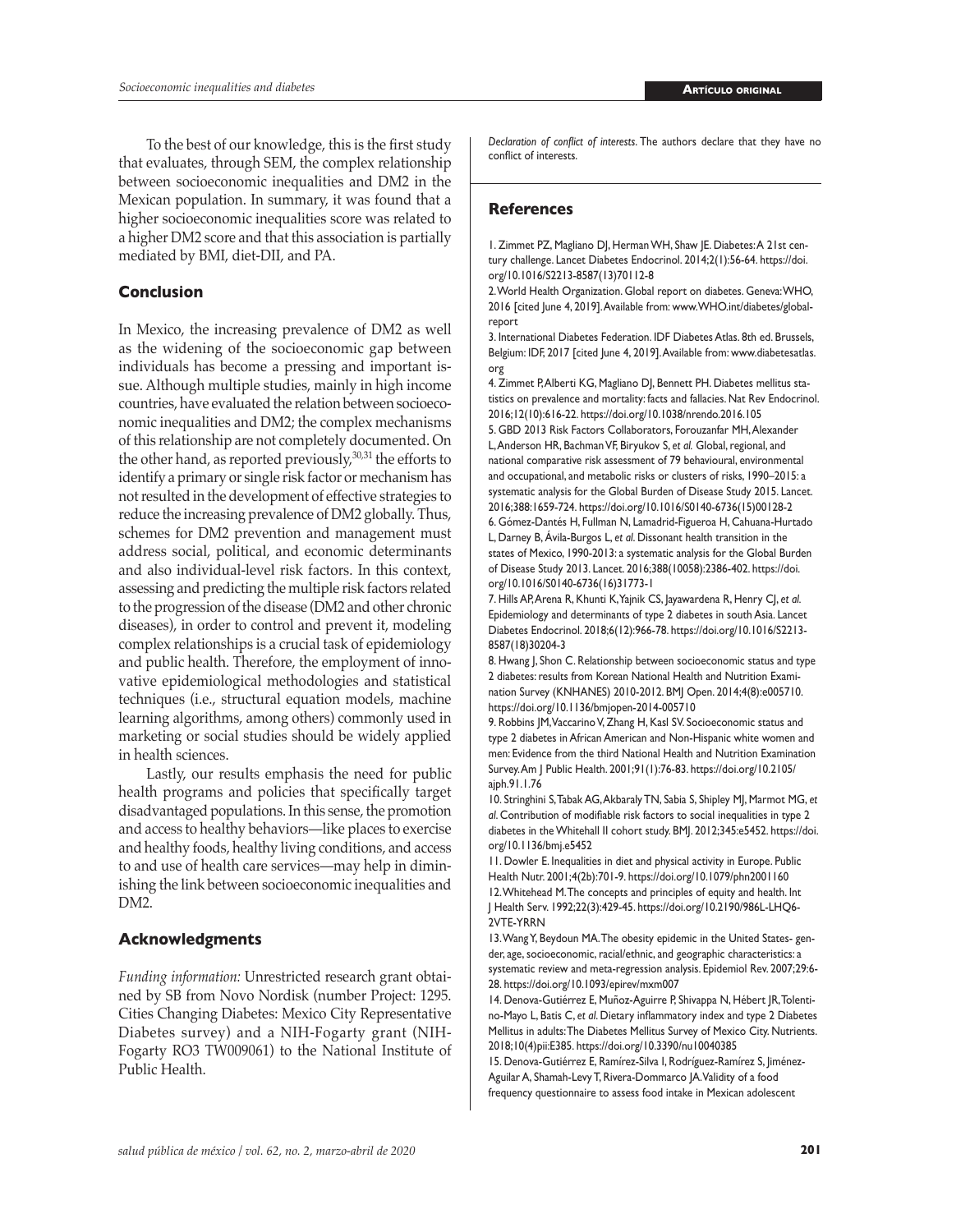To the best of our knowledge, this is the first study that evaluates, through SEM, the complex relationship between socioeconomic inequalities and DM2 in the Mexican population. In summary, it was found that a higher socioeconomic inequalities score was related to a higher DM2 score and that this association is partially mediated by BMI, diet-DII, and PA.

## Conclusion

In Mexico, the increasing prevalence of DM2 as well as the widening of the socioeconomic gap between individuals has become a pressing and important issue. Although multiple studies, mainly in high income countries, have evaluated the relation between socioeconomic inequalities and DM2; the complex mechanisms of this relationship are not completely documented. On the other hand, as reported previously,[30,31] the efforts to identify a primary or single risk factor or mechanism has not resulted in the development of effective strategies to reduce the increasing prevalence of DM2 globally. Thus, schemes for DM2 prevention and management must address social, political, and economic determinants and also individual-level risk factors. In this context, assessing and predicting the multiple risk factors related to the progression of the disease (DM2 and other chronic diseases), in order to control and prevent it, modeling complex relationships is a crucial task of epidemiology and public health. Therefore, the employment of innovative epidemiological methodologies and statistical techniques (i.e., structural equation models, machine learning algorithms, among others) commonly used in marketing or social studies should be widely applied in health sciences.

Lastly, our results emphasis the need for public health programs and policies that specifically target disadvantaged populations. In this sense, the promotion and access to healthy behaviors—like places to exercise and healthy foods, healthy living conditions, and access to and use of health care services—may help in diminishing the link between socioeconomic inequalities and DM2.

## Acknowledgments

*Funding information:* Unrestricted research grant obtained by SB from Novo Nordisk (number Project: 1295. Cities Changing Diabetes: Mexico City Representative Diabetes survey) and a NIH-Fogarty grant (NIH-Fogarty RO3 TW009061) to the National Institute of Public Health.

*Declaration of conflict of interests.* The authors declare that they have no conflict of interests.

## References

1. Zimmet PZ, Magliano DJ, Herman WH, Shaw JE. Diabetes: A 21st century challenge. Lancet Diabetes Endocrinol. 2014;2(1):56-64. https://doi.org/10.1016/S2213-8587(13)70112-8
2. World Health Organization. Global report on diabetes. Geneva: WHO, 2016 [cited June 4, 2019]. Available from: www.WHO.int/diabetes/global-report
3. International Diabetes Federation. IDF Diabetes Atlas. 8th ed. Brussels, Belgium: IDF, 2017 [cited June 4, 2019]. Available from: www.diabetesatlas.org
4. Zimmet P, Alberti KG, Magliano DJ, Bennett PH. Diabetes mellitus statistics on prevalence and mortality: facts and fallacies. Nat Rev Endocrinol. 2016;12(10):616-22. https://doi.org/10.1038/nrendo.2016.105
5. GBD 2013 Risk Factors Collaborators, Forouzanfar MH, Alexander L, Anderson HR, Bachman VF, Biryukov S, *et al.* Global, regional, and national comparative risk assessment of 79 behavioural, environmental and occupational, and metabolic risks or clusters of risks, 1990–2015: a systematic analysis for the Global Burden of Disease Study 2015. Lancet. 2016;388:1659-724. https://doi.org/10.1016/S0140-6736(15)00128-2
6. Gómez-Dantés H, Fullman N, Lamadrid-Figueroa H, Cahuana-Hurtado L, Darney B, Ávila-Burgos L, *et al*. Dissonant health transition in the states of Mexico, 1990-2013: a systematic analysis for the Global Burden of Disease Study 2013. Lancet. 2016;388(10058):2386-402. https://doi.org/10.1016/S0140-6736(16)31773-1
7. Hills AP, Arena R, Khunti K, Yajnik CS, Jayawardena R, Henry CJ, *et al.* Epidemiology and determinants of type 2 diabetes in south Asia. Lancet Diabetes Endocrinol. 2018;6(12):966-78. https://doi.org/10.1016/S2213-8587(18)30204-3
8. Hwang J, Shon C. Relationship between socioeconomic status and type 2 diabetes: results from Korean National Health and Nutrition Examination Survey (KNHANES) 2010-2012. BMJ Open. 2014;4(8):e005710. https://doi.org/10.1136/bmjopen-2014-005710
9. Robbins JM, Vaccarino V, Zhang H, Kasl SV. Socioeconomic status and type 2 diabetes in African American and Non-Hispanic white women and men: Evidence from the third National Health and Nutrition Examination Survey. Am J Public Health. 2001;91(1):76-83. https://doi.org/10.2105/ajph.91.1.76
10. Stringhini S, Tabak AG, Akbaraly TN, Sabia S, Shipley MJ, Marmot MG, *et al.* Contribution of modifiable risk factors to social inequalities in type 2 diabetes in the Whitehall II cohort study. BMJ. 2012;345:e5452. https://doi.org/10.1136/bmj.e5452
11. Dowler E. Inequalities in diet and physical activity in Europe. Public Health Nutr. 2001;4(2b):701-9. https://doi.org/10.1079/phn2001160
12. Whitehead M. The concepts and principles of equity and health. Int J Health Serv. 1992;22(3):429-45. https://doi.org/10.2190/986L-LHQ6-2VTE-YRRN
13. Wang Y, Beydoun MA. The obesity epidemic in the United States- gender, age, socioeconomic, racial/ethnic, and geographic characteristics: a systematic review and meta-regression analysis. Epidemiol Rev. 2007;29:6-28. https://doi.org/10.1093/epirev/mxm007
14. Denova-Gutiérrez E, Muñoz-Aguirre P, Shivappa N, Hébert JR, Tolentino-Mayo L, Batis C, *et al*. Dietary inflammatory index and type 2 Diabetes Mellitus in adults: The Diabetes Mellitus Survey of Mexico City. Nutrients. 2018;10(4)pii:E385. https://doi.org/10.3390/nu10040385
15. Denova-Gutiérrez E, Ramírez-Silva I, Rodríguez-Ramírez S, Jiménez-Aguilar A, Shamah-Levy T, Rivera-Dommarco JA. Validity of a food frequency questionnaire to assess food intake in Mexican adolescent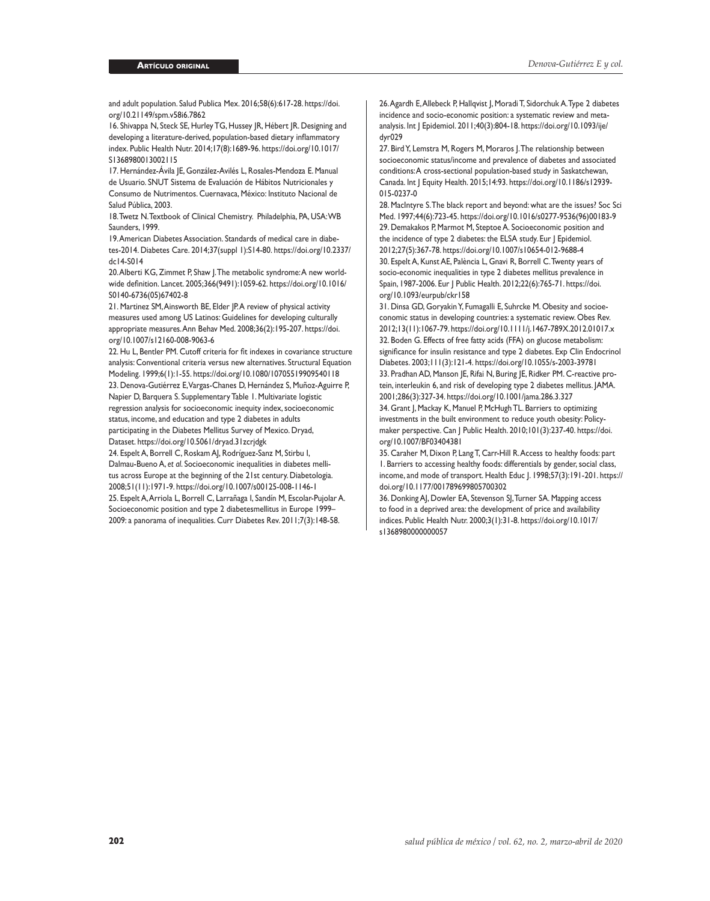and adult population. Salud Publica Mex. 2016;58(6):617-28. https://doi.org/10.21149/spm.v58i6.7862

16. Shivappa N, Steck SE, Hurley TG, Hussey JR, Hébert JR. Designing and developing a literature-derived, population-based dietary inflammatory index. Public Health Nutr. 2014;17(8):1689-96. https://doi.org/10.1017/S1368980013002115

17. Hernández-Ávila JE, González-Avilés L, Rosales-Mendoza E. Manual de Usuario. SNUT Sistema de Evaluación de Hábitos Nutricionales y Consumo de Nutrimentos. Cuernavaca, México: Instituto Nacional de Salud Pública, 2003.

18. Twetz N. Textbook of Clinical Chemistry. Philadelphia, PA, USA: WB Saunders, 1999.

19. American Diabetes Association. Standards of medical care in diabetes-2014. Diabetes Care. 2014;37(suppl 1):S14-80. https://doi.org/10.2337/dc14-S014

20. Alberti KG, Zimmet P, Shaw J. The metabolic syndrome: A new worldwide definition. Lancet. 2005;366(9491):1059-62. https://doi.org/10.1016/S0140-6736(05)67402-8

21. Martinez SM, Ainsworth BE, Elder JP. A review of physical activity measures used among US Latinos: Guidelines for developing culturally appropriate measures. Ann Behav Med. 2008;36(2):195-207. https://doi.org/10.1007/s12160-008-9063-6

22. Hu L, Bentler PM. Cutoff criteria for fit indexes in covariance structure analysis: Conventional criteria versus new alternatives. Structural Equation Modeling. 1999;6(1):1-55. https://doi.org/10.1080/10705519909540118

23. Denova-Gutiérrez E, Vargas-Chanes D, Hernández S, Muñoz-Aguirre P, Napier D, Barquera S. Supplementary Table 1. Multivariate logistic regression analysis for socioeconomic inequity index, socioeconomic status, income, and education and type 2 diabetes in adults participating in the Diabetes Mellitus Survey of Mexico. Dryad, Dataset. https://doi.org/10.5061/dryad.31zcrjdgk

24. Espelt A, Borrell C, Roskam AJ, Rodríguez-Sanz M, Stirbu I, Dalmau-Bueno A, *et al.* Socioeconomic inequalities in diabetes mellitus across Europe at the beginning of the 21st century. Diabetologia. 2008;51(11):1971-9. https://doi.org/10.1007/s00125-008-1146-1

25. Espelt A, Arriola L, Borrell C, Larrañaga I, Sandín M, Escolar-Pujolar A. Socioeconomic position and type 2 diabetesmellitus in Europe 1999–2009: a panorama of inequalities. Curr Diabetes Rev. 2011;7(3):148-58.

26. Agardh E, Allebeck P, Hallqvist J, Moradi T, Sidorchuk A. Type 2 diabetes incidence and socio-economic position: a systematic review and meta-analysis. Int J Epidemiol. 2011;40(3):804-18. https://doi.org/10.1093/ije/dyr029

27. Bird Y, Lemstra M, Rogers M, Moraros J. The relationship between socioeconomic status/income and prevalence of diabetes and associated conditions: A cross-sectional population-based study in Saskatchewan, Canada. Int J Equity Health. 2015;14:93. https://doi.org/10.1186/s12939-015-0237-0

28. MacIntyre S. The black report and beyond: what are the issues? Soc Sci Med. 1997;44(6):723-45. https://doi.org/10.1016/s0277-9536(96)00183-9

29. Demakakos P, Marmot M, Steptoe A. Socioeconomic position and the incidence of type 2 diabetes: the ELSA study. Eur J Epidemiol. 2012;27(5):367-78. https://doi.org/10.1007/s10654-012-9688-4

30. Espelt A, Kunst AE, Palència L, Gnavi R, Borrell C. Twenty years of socio-economic inequalities in type 2 diabetes mellitus prevalence in Spain, 1987-2006. Eur J Public Health. 2012;22(6):765-71. https://doi.org/10.1093/eurpub/ckr158

31. Dinsa GD, Goryakin Y, Fumagalli E, Suhrcke M. Obesity and socioeconomic status in developing countries: a systematic review. Obes Rev. 2012;13(11):1067-79. https://doi.org/10.1111/j.1467-789X.2012.01017.x

32. Boden G. Effects of free fatty acids (FFA) on glucose metabolism: significance for insulin resistance and type 2 diabetes. Exp Clin Endocrinol Diabetes. 2003;111(3):121-4. https://doi.org/10.1055/s-2003-39781

33. Pradhan AD, Manson JE, Rifai N, Buring JE, Ridker PM. C-reactive protein, interleukin 6, and risk of developing type 2 diabetes mellitus. JAMA. 2001;286(3):327-34. https://doi.org/10.1001/jama.286.3.327

34. Grant J, Mackay K, Manuel P, McHugh TL. Barriers to optimizing investments in the built environment to reduce youth obesity: Policy-maker perspective. Can J Public Health. 2010;101(3):237-40. https://doi.org/10.1007/BF03404381

35. Caraher M, Dixon P, Lang T, Carr-Hill R. Access to healthy foods: part 1. Barriers to accessing healthy foods: differentials by gender, social class, income, and mode of transport. Health Educ J. 1998;57(3):191-201. https://doi.org/10.1177/001789699805700302

36. Donking AJ, Dowler EA, Stevenson SJ, Turner SA. Mapping access to food in a deprived area: the development of price and availability indices. Public Health Nutr. 2000;3(1):31-8. https://doi.org/10.1017/s1368980000000057